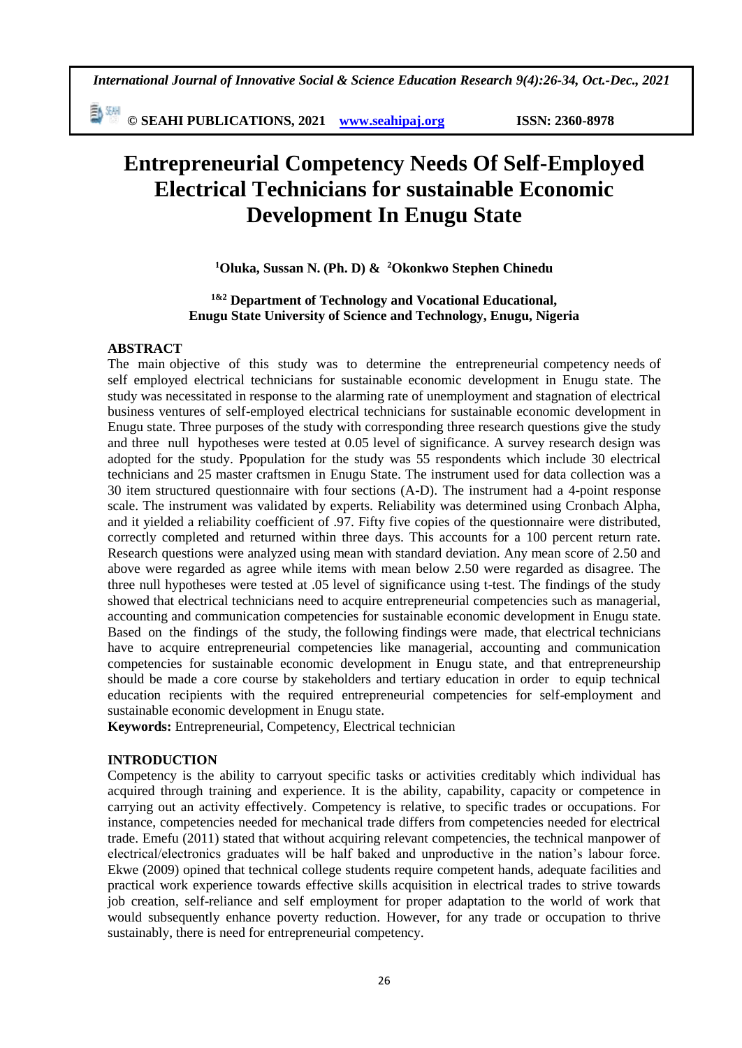# Entrepreneurial Competency Needs Of Self-Employed Electrical Technicians for sustainable Economic Development In Enugu State

**[1]Oluka, Sussan N. (Ph. D) & [2]Okonkwo Stephen Chinedu**

**[1&2] Department of Technology and Vocational Educational, Enugu State University of Science and Technology, Enugu, Nigeria**

## ABSTRACT

The main objective of this study was to determine the entrepreneurial competency needs of self employed electrical technicians for sustainable economic development in Enugu state. The study was necessitated in response to the alarming rate of unemployment and stagnation of electrical business ventures of self-employed electrical technicians for sustainable economic development in Enugu state. Three purposes of the study with corresponding three research questions give the study and three null hypotheses were tested at 0.05 level of significance. A survey research design was adopted for the study. Ppopulation for the study was 55 respondents which include 30 electrical technicians and 25 master craftsmen in Enugu State. The instrument used for data collection was a 30 item structured questionnaire with four sections (A-D). The instrument had a 4-point response scale. The instrument was validated by experts. Reliability was determined using Cronbach Alpha, and it yielded a reliability coefficient of .97. Fifty five copies of the questionnaire were distributed, correctly completed and returned within three days. This accounts for a 100 percent return rate. Research questions were analyzed using mean with standard deviation. Any mean score of 2.50 and above were regarded as agree while items with mean below 2.50 were regarded as disagree. The three null hypotheses were tested at .05 level of significance using t-test. The findings of the study showed that electrical technicians need to acquire entrepreneurial competencies such as managerial, accounting and communication competencies for sustainable economic development in Enugu state. Based on the findings of the study, the following findings were made, that electrical technicians have to acquire entrepreneurial competencies like managerial, accounting and communication competencies for sustainable economic development in Enugu state, and that entrepreneurship should be made a core course by stakeholders and tertiary education in order to equip technical education recipients with the required entrepreneurial competencies for self-employment and sustainable economic development in Enugu state.

**Keywords:** Entrepreneurial, Competency, Electrical technician

## INTRODUCTION

Competency is the ability to carryout specific tasks or activities creditably which individual has acquired through training and experience. It is the ability, capability, capacity or competence in carrying out an activity effectively. Competency is relative, to specific trades or occupations. For instance, competencies needed for mechanical trade differs from competencies needed for electrical trade. Emefu (2011) stated that without acquiring relevant competencies, the technical manpower of electrical/electronics graduates will be half baked and unproductive in the nation's labour force. Ekwe (2009) opined that technical college students require competent hands, adequate facilities and practical work experience towards effective skills acquisition in electrical trades to strive towards job creation, self-reliance and self employment for proper adaptation to the world of work that would subsequently enhance poverty reduction. However, for any trade or occupation to thrive sustainably, there is need for entrepreneurial competency.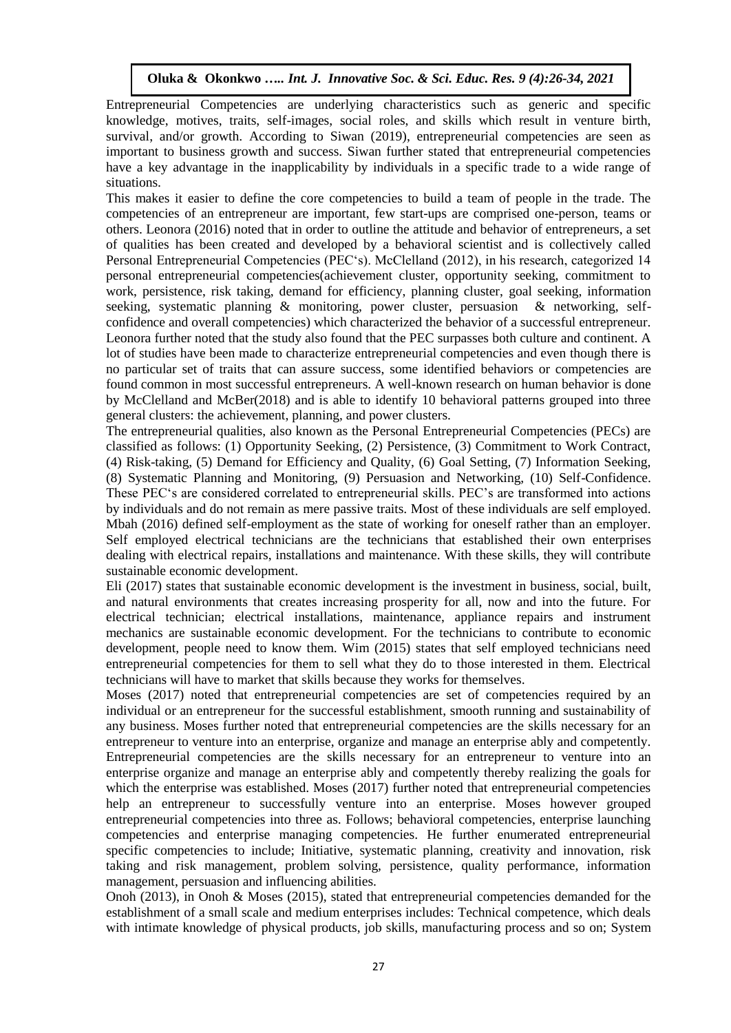Entrepreneurial Competencies are underlying characteristics such as generic and specific knowledge, motives, traits, self-images, social roles, and skills which result in venture birth, survival, and/or growth. According to Siwan (2019), entrepreneurial competencies are seen as important to business growth and success. Siwan further stated that entrepreneurial competencies have a key advantage in the inapplicability by individuals in a specific trade to a wide range of situations.

This makes it easier to define the core competencies to build a team of people in the trade. The competencies of an entrepreneur are important, few start-ups are comprised one-person, teams or others. Leonora (2016) noted that in order to outline the attitude and behavior of entrepreneurs, a set of qualities has been created and developed by a behavioral scientist and is collectively called Personal Entrepreneurial Competencies (PEC's). McClelland (2012), in his research, categorized 14 personal entrepreneurial competencies(achievement cluster, opportunity seeking, commitment to work, persistence, risk taking, demand for efficiency, planning cluster, goal seeking, information seeking, systematic planning & monitoring, power cluster, persuasion & networking, self-confidence and overall competencies) which characterized the behavior of a successful entrepreneur. Leonora further noted that the study also found that the PEC surpasses both culture and continent. A lot of studies have been made to characterize entrepreneurial competencies and even though there is no particular set of traits that can assure success, some identified behaviors or competencies are found common in most successful entrepreneurs. A well-known research on human behavior is done by McClelland and McBer(2018) and is able to identify 10 behavioral patterns grouped into three general clusters: the achievement, planning, and power clusters.

The entrepreneurial qualities, also known as the Personal Entrepreneurial Competencies (PECs) are classified as follows: (1) Opportunity Seeking, (2) Persistence, (3) Commitment to Work Contract, (4) Risk-taking, (5) Demand for Efficiency and Quality, (6) Goal Setting, (7) Information Seeking, (8) Systematic Planning and Monitoring, (9) Persuasion and Networking, (10) Self-Confidence. These PEC's are considered correlated to entrepreneurial skills. PEC's are transformed into actions by individuals and do not remain as mere passive traits. Most of these individuals are self employed. Mbah (2016) defined self-employment as the state of working for oneself rather than an employer. Self employed electrical technicians are the technicians that established their own enterprises dealing with electrical repairs, installations and maintenance. With these skills, they will contribute sustainable economic development.

Eli (2017) states that sustainable economic development is the investment in business, social, built, and natural environments that creates increasing prosperity for all, now and into the future. For electrical technician; electrical installations, maintenance, appliance repairs and instrument mechanics are sustainable economic development. For the technicians to contribute to economic development, people need to know them. Wim (2015) states that self employed technicians need entrepreneurial competencies for them to sell what they do to those interested in them. Electrical technicians will have to market that skills because they works for themselves.

Moses (2017) noted that entrepreneurial competencies are set of competencies required by an individual or an entrepreneur for the successful establishment, smooth running and sustainability of any business. Moses further noted that entrepreneurial competencies are the skills necessary for an entrepreneur to venture into an enterprise, organize and manage an enterprise ably and competently. Entrepreneurial competencies are the skills necessary for an entrepreneur to venture into an enterprise organize and manage an enterprise ably and competently thereby realizing the goals for which the enterprise was established. Moses (2017) further noted that entrepreneurial competencies help an entrepreneur to successfully venture into an enterprise. Moses however grouped entrepreneurial competencies into three as. Follows; behavioral competencies, enterprise launching competencies and enterprise managing competencies. He further enumerated entrepreneurial specific competencies to include; Initiative, systematic planning, creativity and innovation, risk taking and risk management, problem solving, persistence, quality performance, information management, persuasion and influencing abilities.

Onoh (2013), in Onoh & Moses (2015), stated that entrepreneurial competencies demanded for the establishment of a small scale and medium enterprises includes: Technical competence, which deals with intimate knowledge of physical products, job skills, manufacturing process and so on; System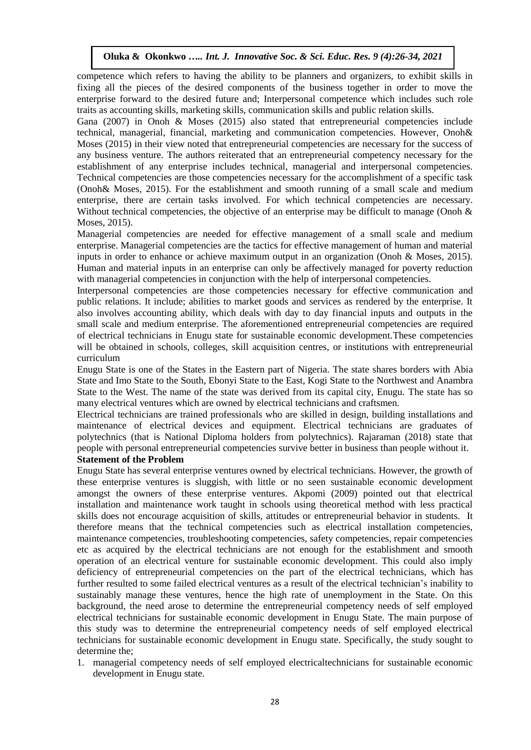competence which refers to having the ability to be planners and organizers, to exhibit skills in fixing all the pieces of the desired components of the business together in order to move the enterprise forward to the desired future and; Interpersonal competence which includes such role traits as accounting skills, marketing skills, communication skills and public relation skills.

Gana (2007) in Onoh & Moses (2015) also stated that entrepreneurial competencies include technical, managerial, financial, marketing and communication competencies. However, Onoh& Moses (2015) in their view noted that entrepreneurial competencies are necessary for the success of any business venture. The authors reiterated that an entrepreneurial competency necessary for the establishment of any enterprise includes technical, managerial and interpersonal competencies. Technical competencies are those competencies necessary for the accomplishment of a specific task (Onoh& Moses, 2015). For the establishment and smooth running of a small scale and medium enterprise, there are certain tasks involved. For which technical competencies are necessary. Without technical competencies, the objective of an enterprise may be difficult to manage (Onoh & Moses, 2015).

Managerial competencies are needed for effective management of a small scale and medium enterprise. Managerial competencies are the tactics for effective management of human and material inputs in order to enhance or achieve maximum output in an organization (Onoh & Moses, 2015). Human and material inputs in an enterprise can only be affectively managed for poverty reduction with managerial competencies in conjunction with the help of interpersonal competencies.

Interpersonal competencies are those competencies necessary for effective communication and public relations. It include; abilities to market goods and services as rendered by the enterprise. It also involves accounting ability, which deals with day to day financial inputs and outputs in the small scale and medium enterprise. The aforementioned entrepreneurial competencies are required of electrical technicians in Enugu state for sustainable economic development.These competencies will be obtained in schools, colleges, skill acquisition centres, or institutions with entrepreneurial curriculum

Enugu State is one of the States in the Eastern part of Nigeria. The state shares borders with Abia State and Imo State to the South, Ebonyi State to the East, Kogi State to the Northwest and Anambra State to the West. The name of the state was derived from its capital city, Enugu. The state has so many electrical ventures which are owned by electrical technicians and craftsmen.

Electrical technicians are trained professionals who are skilled in design, building installations and maintenance of electrical devices and equipment. Electrical technicians are graduates of polytechnics (that is National Diploma holders from polytechnics). Rajaraman (2018) state that people with personal entrepreneurial competencies survive better in business than people without it.

**Statement of the Problem**

Enugu State has several enterprise ventures owned by electrical technicians. However, the growth of these enterprise ventures is sluggish, with little or no seen sustainable economic development amongst the owners of these enterprise ventures. Akpomi (2009) pointed out that electrical installation and maintenance work taught in schools using theoretical method with less practical skills does not encourage acquisition of skills, attitudes or entrepreneurial behavior in students. It therefore means that the technical competencies such as electrical installation competencies, maintenance competencies, troubleshooting competencies, safety competencies, repair competencies etc as acquired by the electrical technicians are not enough for the establishment and smooth operation of an electrical venture for sustainable economic development. This could also imply deficiency of entrepreneurial competencies on the part of the electrical technicians, which has further resulted to some failed electrical ventures as a result of the electrical technician's inability to sustainably manage these ventures, hence the high rate of unemployment in the State. On this background, the need arose to determine the entrepreneurial competency needs of self employed electrical technicians for sustainable economic development in Enugu State. The main purpose of this study was to determine the entrepreneurial competency needs of self employed electrical technicians for sustainable economic development in Enugu state. Specifically, the study sought to determine the;

1. managerial competency needs of self employed electricaltechnicians for sustainable economic development in Enugu state.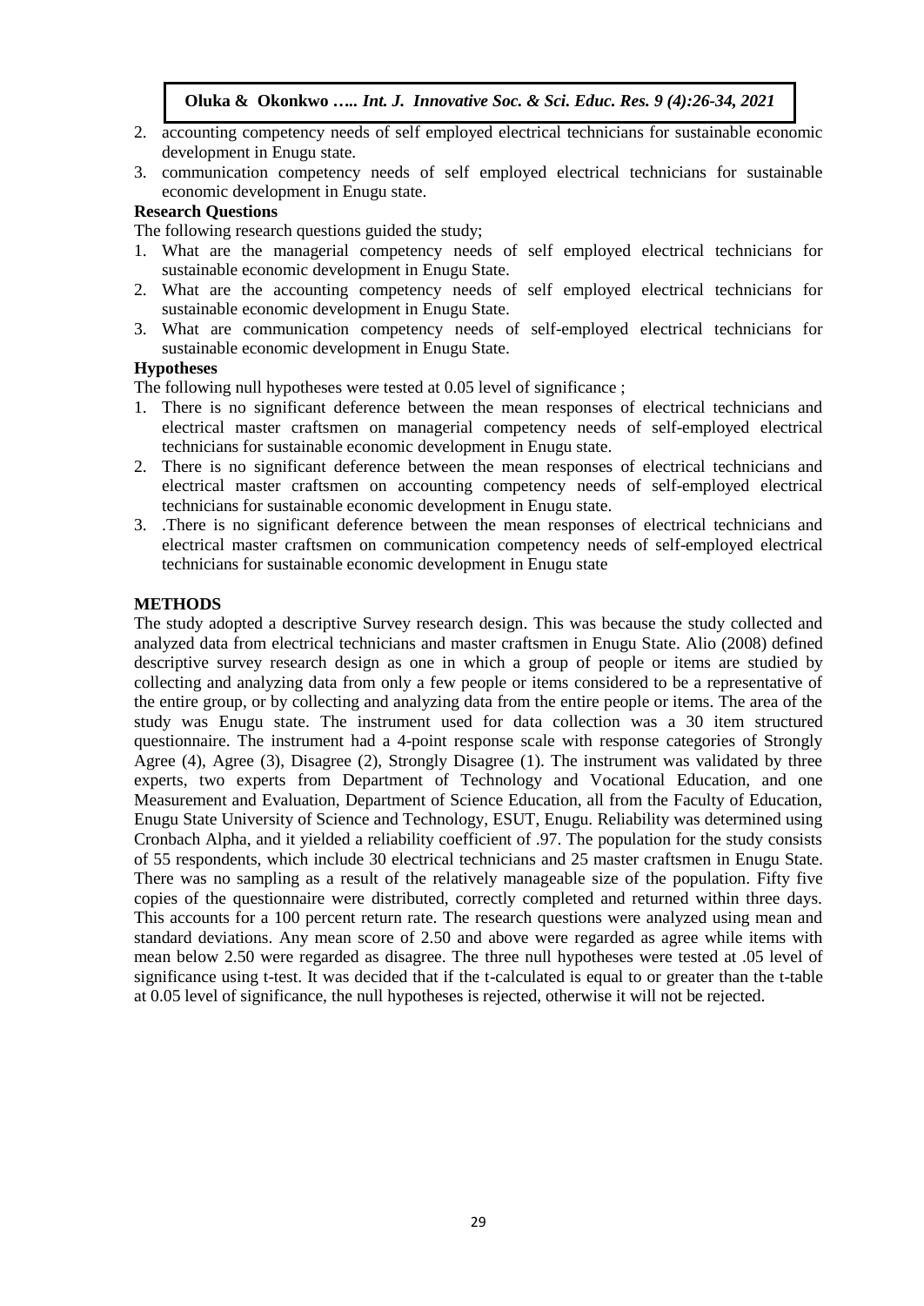2. accounting competency needs of self employed electrical technicians for sustainable economic development in Enugu state.
3. communication competency needs of self employed electrical technicians for sustainable economic development in Enugu state.

**Research Questions**

The following research questions guided the study;

1. What are the managerial competency needs of self employed electrical technicians for sustainable economic development in Enugu State.
2. What are the accounting competency needs of self employed electrical technicians for sustainable economic development in Enugu State.
3. What are communication competency needs of self-employed electrical technicians for sustainable economic development in Enugu State.

**Hypotheses**

The following null hypotheses were tested at 0.05 level of significance ;

1. There is no significant deference between the mean responses of electrical technicians and electrical master craftsmen on managerial competency needs of self-employed electrical technicians for sustainable economic development in Enugu state.
2. There is no significant deference between the mean responses of electrical technicians and electrical master craftsmen on accounting competency needs of self-employed electrical technicians for sustainable economic development in Enugu state.
3. .There is no significant deference between the mean responses of electrical technicians and electrical master craftsmen on communication competency needs of self-employed electrical technicians for sustainable economic development in Enugu state

## METHODS

The study adopted a descriptive Survey research design. This was because the study collected and analyzed data from electrical technicians and master craftsmen in Enugu State. Alio (2008) defined descriptive survey research design as one in which a group of people or items are studied by collecting and analyzing data from only a few people or items considered to be a representative of the entire group, or by collecting and analyzing data from the entire people or items. The area of the study was Enugu state. The instrument used for data collection was a 30 item structured questionnaire. The instrument had a 4-point response scale with response categories of Strongly Agree (4), Agree (3), Disagree (2), Strongly Disagree (1). The instrument was validated by three experts, two experts from Department of Technology and Vocational Education, and one Measurement and Evaluation, Department of Science Education, all from the Faculty of Education, Enugu State University of Science and Technology, ESUT, Enugu. Reliability was determined using Cronbach Alpha, and it yielded a reliability coefficient of .97. The population for the study consists of 55 respondents, which include 30 electrical technicians and 25 master craftsmen in Enugu State. There was no sampling as a result of the relatively manageable size of the population. Fifty five copies of the questionnaire were distributed, correctly completed and returned within three days. This accounts for a 100 percent return rate. The research questions were analyzed using mean and standard deviations. Any mean score of 2.50 and above were regarded as agree while items with mean below 2.50 were regarded as disagree. The three null hypotheses were tested at .05 level of significance using t-test. It was decided that if the t-calculated is equal to or greater than the t-table at 0.05 level of significance, the null hypotheses is rejected, otherwise it will not be rejected.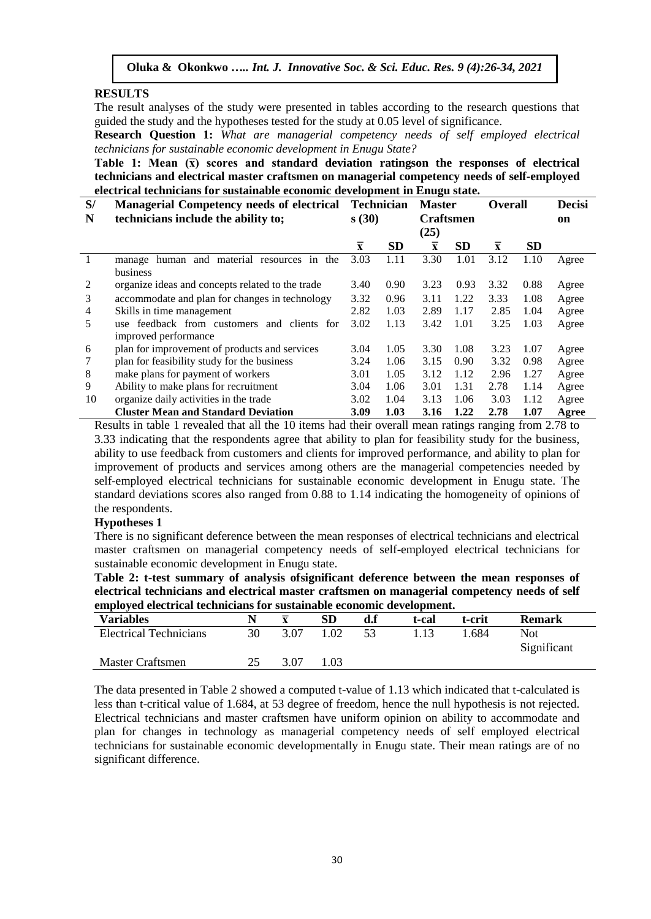## RESULTS

The result analyses of the study were presented in tables according to the research questions that guided the study and the hypotheses tested for the study at 0.05 level of significance.

**Research Question 1:** *What are managerial competency needs of self employed electrical technicians for sustainable economic development in Enugu State?*

**Table 1: Mean ($\bar{x}$) scores and standard deviation ratingson the responses of electrical technicians and electrical master craftsmen on managerial competency needs of self-employed electrical technicians for sustainable economic development in Enugu state.**

| S/N | Managerial Competency needs of electrical technicians include the ability to; | Technicians (30) | | Master Craftsmen (25) | | Overall | | Decision |
|---|---|---|---|---|---|---|---|---|
| | | $\bar{x}$ | SD | $\bar{x}$ | SD | $\bar{x}$ | SD | |
| 1 | manage human and material resources in the business | 3.03 | 1.11 | 3.30 | 1.01 | 3.12 | 1.10 | Agree |
| 2 | organize ideas and concepts related to the trade | 3.40 | 0.90 | 3.23 | 0.93 | 3.32 | 0.88 | Agree |
| 3 | accommodate and plan for changes in technology | 3.32 | 0.96 | 3.11 | 1.22 | 3.33 | 1.08 | Agree |
| 4 | Skills in time management | 2.82 | 1.03 | 2.89 | 1.17 | 2.85 | 1.04 | Agree |
| 5 | use feedback from customers and clients for improved performance | 3.02 | 1.13 | 3.42 | 1.01 | 3.25 | 1.03 | Agree |
| 6 | plan for improvement of products and services | 3.04 | 1.05 | 3.30 | 1.08 | 3.23 | 1.07 | Agree |
| 7 | plan for feasibility study for the business | 3.24 | 1.06 | 3.15 | 0.90 | 3.32 | 0.98 | Agree |
| 8 | make plans for payment of workers | 3.01 | 1.05 | 3.12 | 1.12 | 2.96 | 1.27 | Agree |
| 9 | Ability to make plans for recruitment | 3.04 | 1.06 | 3.01 | 1.31 | 2.78 | 1.14 | Agree |
| 10 | organize daily activities in the trade | 3.02 | 1.04 | 3.13 | 1.06 | 3.03 | 1.12 | Agree |
| | **Cluster Mean and Standard Deviation** | **3.09** | **1.03** | **3.16** | **1.22** | **2.78** | **1.07** | **Agree** |

Results in table 1 revealed that all the 10 items had their overall mean ratings ranging from 2.78 to 3.33 indicating that the respondents agree that ability to plan for feasibility study for the business, ability to use feedback from customers and clients for improved performance, and ability to plan for improvement of products and services among others are the managerial competencies needed by self-employed electrical technicians for sustainable economic development in Enugu state. The standard deviations scores also ranged from 0.88 to 1.14 indicating the homogeneity of opinions of the respondents.

### Hypotheses 1

There is no significant deference between the mean responses of electrical technicians and electrical master craftsmen on managerial competency needs of self-employed electrical technicians for sustainable economic development in Enugu state.

**Table 2: t-test summary of analysis ofsignificant deference between the mean responses of electrical technicians and electrical master craftsmen on managerial competency needs of self employed electrical technicians for sustainable economic development.**

| Variables | N | $\bar{x}$ | SD | d.f | t-cal | t-crit | Remark |
|---|---|---|---|---|---|---|---|
| Electrical Technicians | 30 | 3.07 | 1.02 | 53 | 1.13 | 1.684 | Not Significant |
| Master Craftsmen | 25 | 3.07 | 1.03 | | | | |

The data presented in Table 2 showed a computed t-value of 1.13 which indicated that t-calculated is less than t-critical value of 1.684, at 53 degree of freedom, hence the null hypothesis is not rejected. Electrical technicians and master craftsmen have uniform opinion on ability to accommodate and plan for changes in technology as managerial competency needs of self employed electrical technicians for sustainable economic developmentally in Enugu state. Their mean ratings are of no significant difference.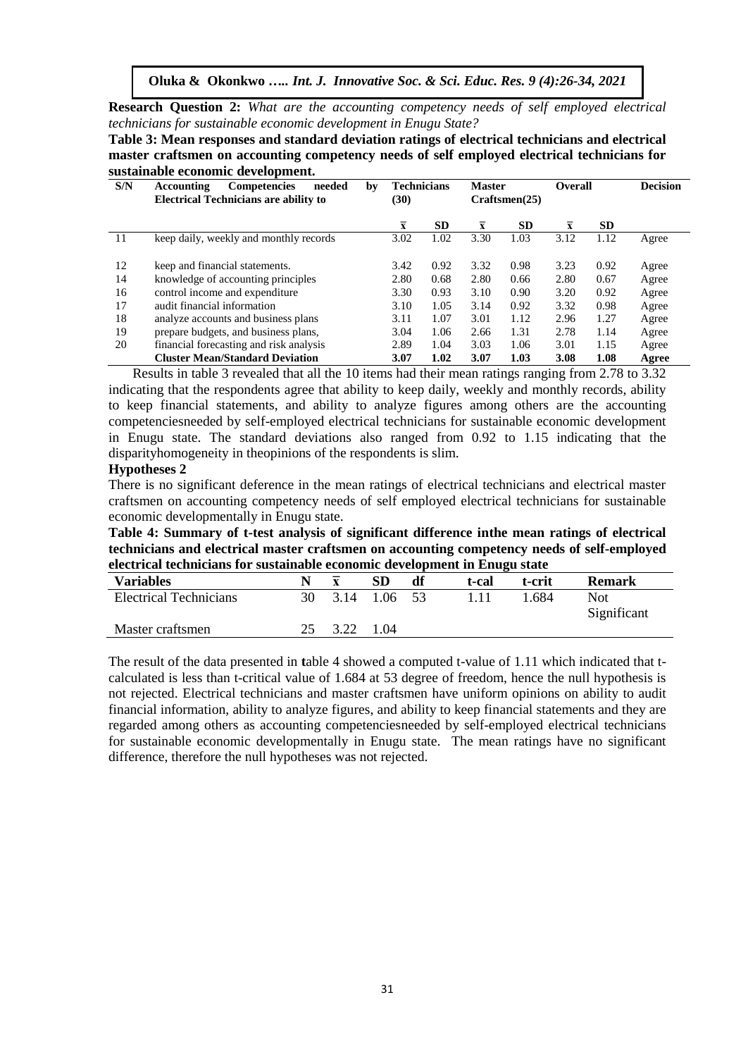**Research Question 2:** *What are the accounting competency needs of self employed electrical technicians for sustainable economic development in Enugu State?*

**Table 3: Mean responses and standard deviation ratings of electrical technicians and electrical master craftsmen on accounting competency needs of self employed electrical technicians for sustainable economic development.**

| S/N | Accounting Competencies needed by Electrical Technicians are ability to | Technicians (30) | | Master Craftsmen(25) | | Overall | | Decision |
|---|---|---|---|---|---|---|---|---|
| | | $\bar{x}$ | SD | $\bar{x}$ | SD | $\bar{x}$ | SD | |
| 11 | keep daily, weekly and monthly records | 3.02 | 1.02 | 3.30 | 1.03 | 3.12 | 1.12 | Agree |
| 12 | keep and financial statements. | 3.42 | 0.92 | 3.32 | 0.98 | 3.23 | 0.92 | Agree |
| 14 | knowledge of accounting principles | 2.80 | 0.68 | 2.80 | 0.66 | 2.80 | 0.67 | Agree |
| 16 | control income and expenditure | 3.30 | 0.93 | 3.10 | 0.90 | 3.20 | 0.92 | Agree |
| 17 | audit financial information | 3.10 | 1.05 | 3.14 | 0.92 | 3.32 | 0.98 | Agree |
| 18 | analyze accounts and business plans | 3.11 | 1.07 | 3.01 | 1.12 | 2.96 | 1.27 | Agree |
| 19 | prepare budgets, and business plans, | 3.04 | 1.06 | 2.66 | 1.31 | 2.78 | 1.14 | Agree |
| 20 | financial forecasting and risk analysis | 2.89 | 1.04 | 3.03 | 1.06 | 3.01 | 1.15 | Agree |
| | **Cluster Mean/Standard Deviation** | **3.07** | **1.02** | **3.07** | **1.03** | **3.08** | **1.08** | **Agree** |

Results in table 3 revealed that all the 10 items had their mean ratings ranging from 2.78 to 3.32 indicating that the respondents agree that ability to keep daily, weekly and monthly records, ability to keep financial statements, and ability to analyze figures among others are the accounting competenciesneeded by self-employed electrical technicians for sustainable economic development in Enugu state. The standard deviations also ranged from 0.92 to 1.15 indicating that the disparityhomogeneity in theopinions of the respondents is slim.

**Hypotheses 2**

There is no significant deference in the mean ratings of electrical technicians and electrical master craftsmen on accounting competency needs of self employed electrical technicians for sustainable economic developmentally in Enugu state.

**Table 4: Summary of t-test analysis of significant difference inthe mean ratings of electrical technicians and electrical master craftsmen on accounting competency needs of self-employed electrical technicians for sustainable economic development in Enugu state**

| Variables | N | $\bar{x}$ | SD | df | t-cal | t-crit | Remark |
|---|---|---|---|---|---|---|---|
| Electrical Technicians | 30 | 3.14 | 1.06 | 53 | 1.11 | 1.684 | Not Significant |
| Master craftsmen | 25 | 3.22 | 1.04 | | | | |

The result of the data presented in table 4 showed a computed t-value of 1.11 which indicated that t-calculated is less than t-critical value of 1.684 at 53 degree of freedom, hence the null hypothesis is not rejected. Electrical technicians and master craftsmen have uniform opinions on ability to audit financial information, ability to analyze figures, and ability to keep financial statements and they are regarded among others as accounting competenciesneeded by self-employed electrical technicians for sustainable economic developmentally in Enugu state. The mean ratings have no significant difference, therefore the null hypotheses was not rejected.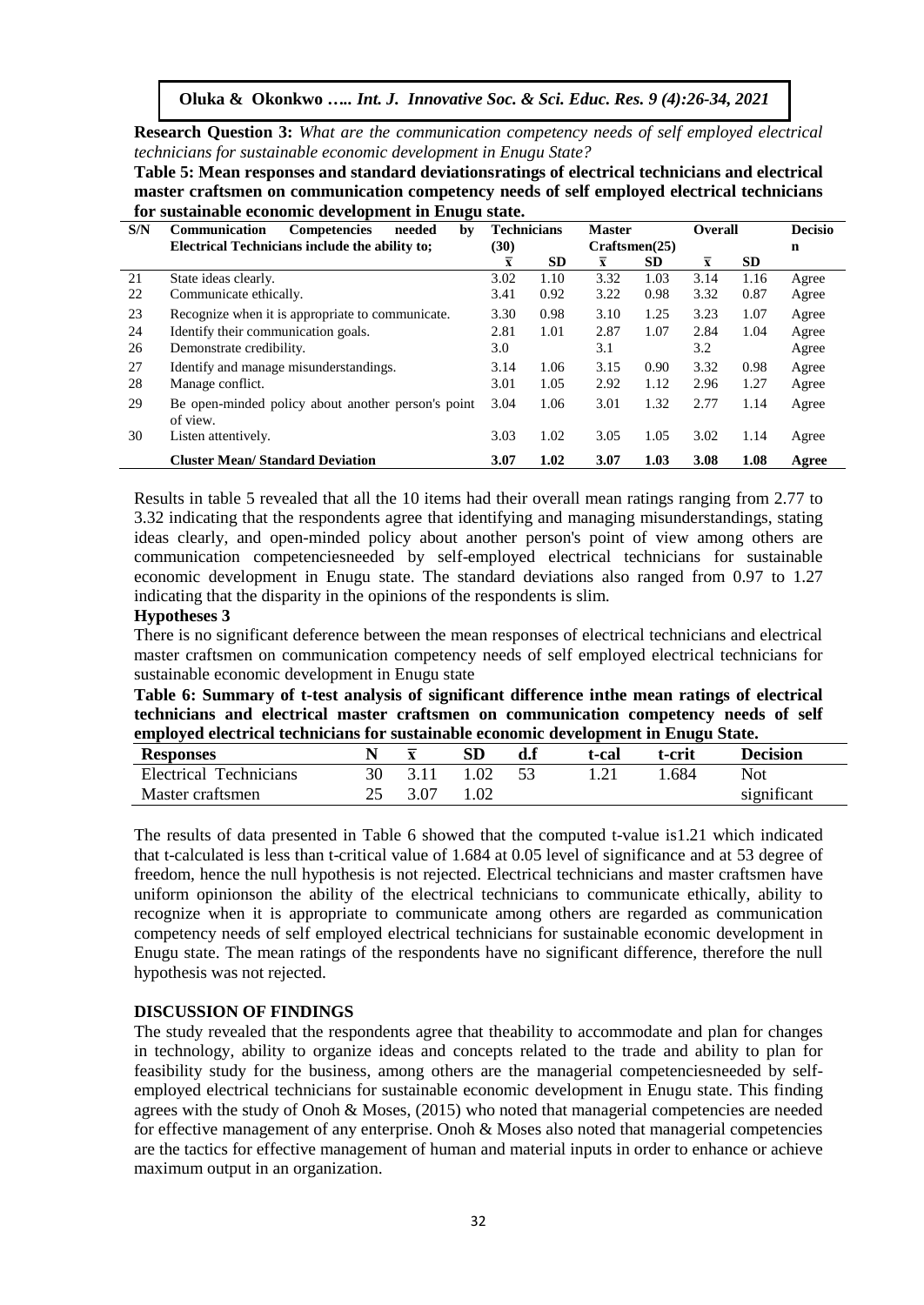**Research Question 3:** *What are the communication competency needs of self employed electrical technicians for sustainable economic development in Enugu State?*

**Table 5: Mean responses and standard deviationsratings of electrical technicians and electrical master craftsmen on communication competency needs of self employed electrical technicians for sustainable economic development in Enugu state.**

| S/N | Communication Competencies needed by Electrical Technicians include the ability to; | Technicians (30) | | Master Craftsmen(25) | | Overall | | Decision |
|---|---|---|---|---|---|---|---|---|
| | | $\bar{x}$ | SD | $\bar{x}$ | SD | $\bar{x}$ | SD | |
| 21 | State ideas clearly. | 3.02 | 1.10 | 3.32 | 1.03 | 3.14 | 1.16 | Agree |
| 22 | Communicate ethically. | 3.41 | 0.92 | 3.22 | 0.98 | 3.32 | 0.87 | Agree |
| 23 | Recognize when it is appropriate to communicate. | 3.30 | 0.98 | 3.10 | 1.25 | 3.23 | 1.07 | Agree |
| 24 | Identify their communication goals. | 2.81 | 1.01 | 2.87 | 1.07 | 2.84 | 1.04 | Agree |
| 26 | Demonstrate credibility. | 3.0 | | 3.1 | | 3.2 | | Agree |
| 27 | Identify and manage misunderstandings. | 3.14 | 1.06 | 3.15 | 0.90 | 3.32 | 0.98 | Agree |
| 28 | Manage conflict. | 3.01 | 1.05 | 2.92 | 1.12 | 2.96 | 1.27 | Agree |
| 29 | Be open-minded policy about another person's point of view. | 3.04 | 1.06 | 3.01 | 1.32 | 2.77 | 1.14 | Agree |
| 30 | Listen attentively. | 3.03 | 1.02 | 3.05 | 1.05 | 3.02 | 1.14 | Agree |
| | **Cluster Mean/ Standard Deviation** | **3.07** | **1.02** | **3.07** | **1.03** | **3.08** | **1.08** | **Agree** |

Results in table 5 revealed that all the 10 items had their overall mean ratings ranging from 2.77 to 3.32 indicating that the respondents agree that identifying and managing misunderstandings, stating ideas clearly, and open-minded policy about another person's point of view among others are communication competenciesneeded by self-employed electrical technicians for sustainable economic development in Enugu state. The standard deviations also ranged from 0.97 to 1.27 indicating that the disparity in the opinions of the respondents is slim.

**Hypotheses 3**

There is no significant deference between the mean responses of electrical technicians and electrical master craftsmen on communication competency needs of self employed electrical technicians for sustainable economic development in Enugu state

**Table 6: Summary of t-test analysis of significant difference inthe mean ratings of electrical technicians and electrical master craftsmen on communication competency needs of self employed electrical technicians for sustainable economic development in Enugu State.**

| Responses | N | $\bar{x}$ | SD | d.f | t-cal | t-crit | Decision |
|---|---|---|---|---|---|---|---|
| Electrical Technicians | 30 | 3.11 | 1.02 | 53 | 1.21 | 1.684 | Not significant |
| Master craftsmen | 25 | 3.07 | 1.02 | | | | |

The results of data presented in Table 6 showed that the computed t-value is1.21 which indicated that t-calculated is less than t-critical value of 1.684 at 0.05 level of significance and at 53 degree of freedom, hence the null hypothesis is not rejected. Electrical technicians and master craftsmen have uniform opinionson the ability of the electrical technicians to communicate ethically, ability to recognize when it is appropriate to communicate among others are regarded as communication competency needs of self employed electrical technicians for sustainable economic development in Enugu state. The mean ratings of the respondents have no significant difference, therefore the null hypothesis was not rejected.

## DISCUSSION OF FINDINGS

The study revealed that the respondents agree that theability to accommodate and plan for changes in technology, ability to organize ideas and concepts related to the trade and ability to plan for feasibility study for the business, among others are the managerial competenciesneeded by self-employed electrical technicians for sustainable economic development in Enugu state. This finding agrees with the study of Onoh & Moses, (2015) who noted that managerial competencies are needed for effective management of any enterprise. Onoh & Moses also noted that managerial competencies are the tactics for effective management of human and material inputs in order to enhance or achieve maximum output in an organization.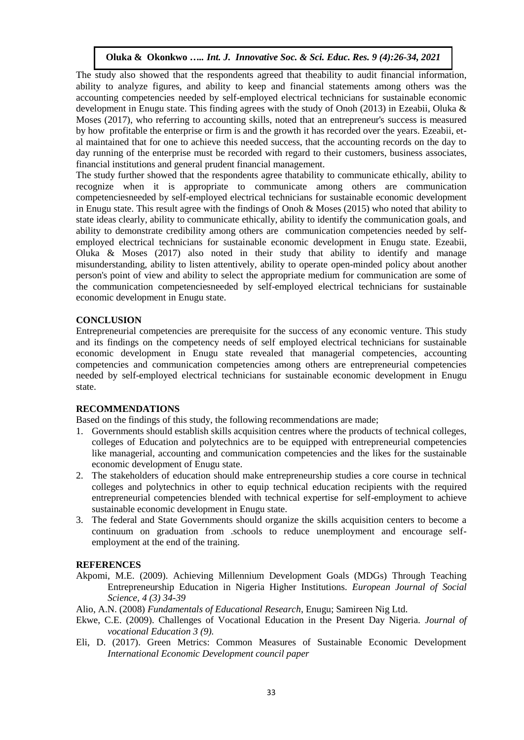The study also showed that the respondents agreed that theability to audit financial information, ability to analyze figures, and ability to keep and financial statements among others was the accounting competencies needed by self-employed electrical technicians for sustainable economic development in Enugu state. This finding agrees with the study of Onoh (2013) in Ezeabii, Oluka & Moses (2017), who referring to accounting skills, noted that an entrepreneur's success is measured by how profitable the enterprise or firm is and the growth it has recorded over the years. Ezeabii, et-al maintained that for one to achieve this needed success, that the accounting records on the day to day running of the enterprise must be recorded with regard to their customers, business associates, financial institutions and general prudent financial management.

The study further showed that the respondents agree thatability to communicate ethically, ability to recognize when it is appropriate to communicate among others are communication competenciesneeded by self-employed electrical technicians for sustainable economic development in Enugu state. This result agree with the findings of Onoh & Moses (2015) who noted that ability to state ideas clearly, ability to communicate ethically, ability to identify the communication goals, and ability to demonstrate credibility among others are communication competencies needed by self-employed electrical technicians for sustainable economic development in Enugu state. Ezeabii, Oluka & Moses (2017) also noted in their study that ability to identify and manage misunderstanding, ability to listen attentively, ability to operate open-minded policy about another person's point of view and ability to select the appropriate medium for communication are some of the communication competenciesneeded by self-employed electrical technicians for sustainable economic development in Enugu state.

## CONCLUSION

Entrepreneurial competencies are prerequisite for the success of any economic venture. This study and its findings on the competency needs of self employed electrical technicians for sustainable economic development in Enugu state revealed that managerial competencies, accounting competencies and communication competencies among others are entrepreneurial competencies needed by self-employed electrical technicians for sustainable economic development in Enugu state.

## RECOMMENDATIONS

Based on the findings of this study, the following recommendations are made;

1. Governments should establish skills acquisition centres where the products of technical colleges, colleges of Education and polytechnics are to be equipped with entrepreneurial competencies like managerial, accounting and communication competencies and the likes for the sustainable economic development of Enugu state.
2. The stakeholders of education should make entrepreneurship studies a core course in technical colleges and polytechnics in other to equip technical education recipients with the required entrepreneurial competencies blended with technical expertise for self-employment to achieve sustainable economic development in Enugu state.
3. The federal and State Governments should organize the skills acquisition centers to become a continuum on graduation from .schools to reduce unemployment and encourage self-employment at the end of the training.

## REFERENCES

Akpomi, M.E. (2009). Achieving Millennium Development Goals (MDGs) Through Teaching Entrepreneurship Education in Nigeria Higher Institutions. *European Journal of Social Science, 4 (3) 34-39*

Alio, A.N. (2008) *Fundamentals of Educational Research*, Enugu; Samireen Nig Ltd.

Ekwe, C.E. (2009). Challenges of Vocational Education in the Present Day Nigeria. *Journal of vocational Education 3 (9).*

Eli, D. (2017). Green Metrics: Common Measures of Sustainable Economic Development *International Economic Development council paper*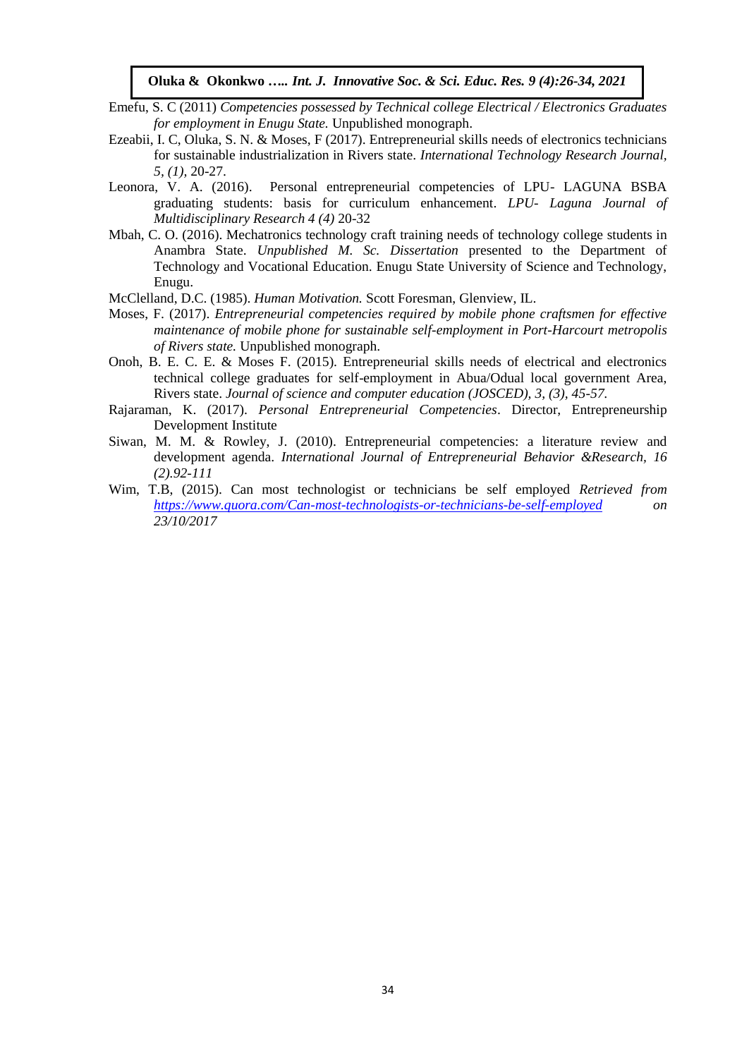Emefu, S. C (2011) *Competencies possessed by Technical college Electrical / Electronics Graduates for employment in Enugu State.* Unpublished monograph.

Ezeabii, I. C, Oluka, S. N. & Moses, F (2017). Entrepreneurial skills needs of electronics technicians for sustainable industrialization in Rivers state. *International Technology Research Journal, 5, (1),* 20-27.

Leonora, V. A. (2016). Personal entrepreneurial competencies of LPU- LAGUNA BSBA graduating students: basis for curriculum enhancement. *LPU- Laguna Journal of Multidisciplinary Research 4 (4)* 20-32

Mbah, C. O. (2016). Mechatronics technology craft training needs of technology college students in Anambra State. *Unpublished M. Sc. Dissertation* presented to the Department of Technology and Vocational Education. Enugu State University of Science and Technology, Enugu.

McClelland, D.C. (1985). *Human Motivation.* Scott Foresman, Glenview, IL.

Moses, F. (2017). *Entrepreneurial competencies required by mobile phone craftsmen for effective maintenance of mobile phone for sustainable self-employment in Port-Harcourt metropolis of Rivers state.* Unpublished monograph.

Onoh, B. E. C. E. & Moses F. (2015). Entrepreneurial skills needs of electrical and electronics technical college graduates for self-employment in Abua/Odual local government Area, Rivers state. *Journal of science and computer education (JOSCED), 3, (3), 45-57.*

Rajaraman, K. (2017). *Personal Entrepreneurial Competencies*. Director, Entrepreneurship Development Institute

Siwan, M. M. & Rowley, J. (2010). Entrepreneurial competencies: a literature review and development agenda. *International Journal of Entrepreneurial Behavior &Research, 16 (2).92-111*

Wim, T.B, (2015). Can most technologist or technicians be self employed *Retrieved from https://www.quora.com/Can-most-technologists-or-technicians-be-self-employed on 23/10/2017*